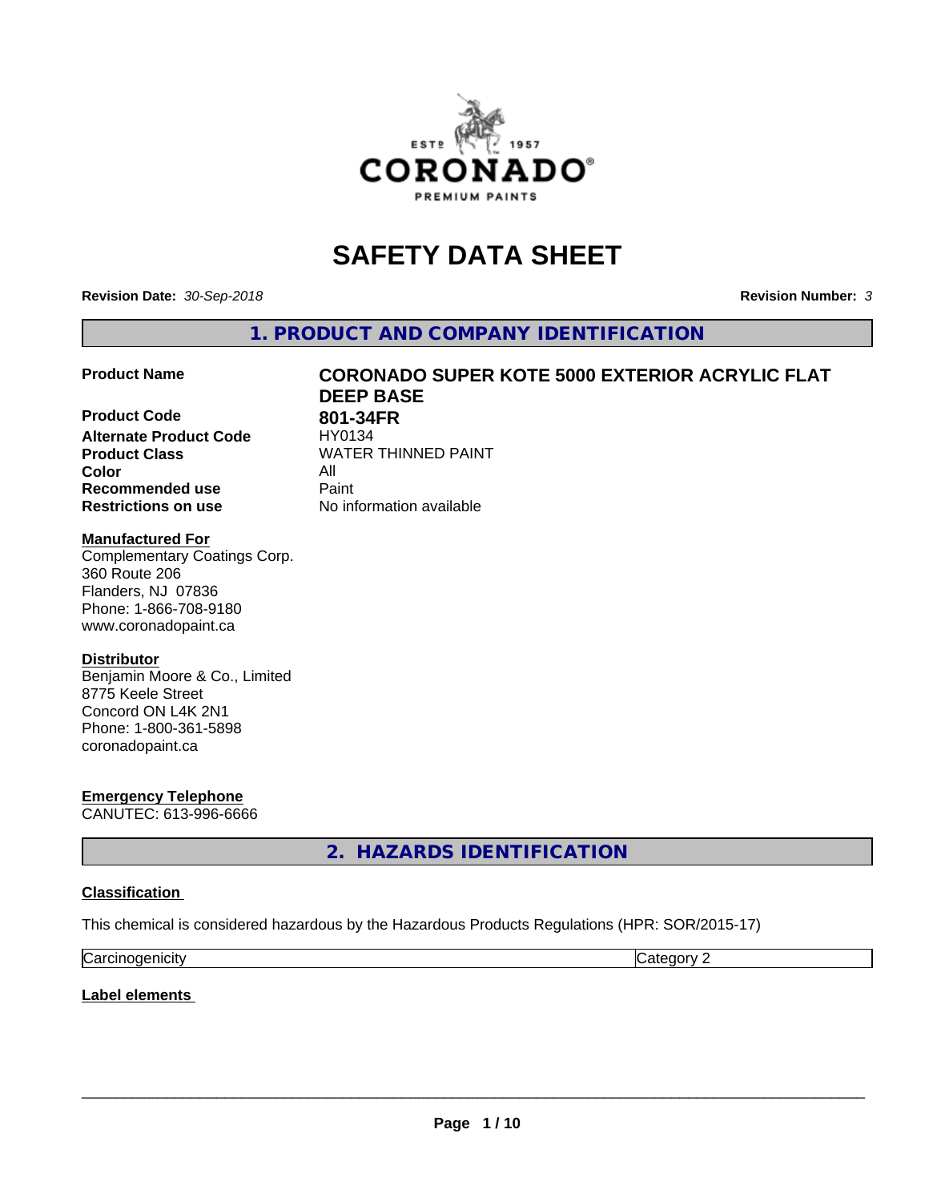# SAFETY DATA SHEET

**Revision Date:** *30-Sep-2018*

**Revision Number:** *3*

## 1. PRODUCT AND COMPANY IDENTIFICATION

| | |
|---|---|
| **Product Name** | **CORONADO SUPER KOTE 5000 EXTERIOR ACRYLIC FLAT DEEP BASE** |
| **Product Code** | **801-34FR** |
| **Alternate Product Code** | HY0134 |
| **Product Class** | WATER THINNED PAINT |
| **Color** | All |
| **Recommended use** | Paint |
| **Restrictions on use** | No information available |

**Manufactured For**
Complementary Coatings Corp.
360 Route 206
Flanders, NJ 07836
Phone: 1-866-708-9180
www.coronadopaint.ca

**Distributor**
Benjamin Moore & Co., Limited
8775 Keele Street
Concord ON L4K 2N1
Phone: 1-800-361-5898
coronadopaint.ca

**Emergency Telephone**
CANUTEC: 613-996-6666

## 2. HAZARDS IDENTIFICATION

### Classification

This chemical is considered hazardous by the Hazardous Products Regulations (HPR: SOR/2015-17)

| | |
|---|---|
| Carcinogenicity | Category 2 |

### Label elements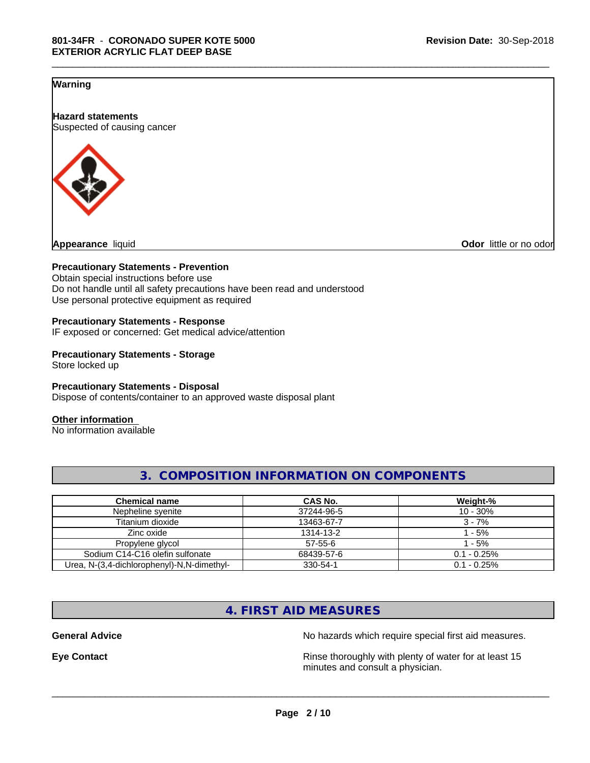**Warning**

**Hazard statements**
Suspected of causing cancer

**Appearance** liquid

**Odor** little or no odor

**Precautionary Statements - Prevention**
Obtain special instructions before use
Do not handle until all safety precautions have been read and understood
Use personal protective equipment as required

**Precautionary Statements - Response**
IF exposed or concerned: Get medical advice/attention

**Precautionary Statements - Storage**
Store locked up

**Precautionary Statements - Disposal**
Dispose of contents/container to an approved waste disposal plant

**Other information**
No information available

## 3. COMPOSITION INFORMATION ON COMPONENTS

| Chemical name | CAS No. | Weight-% |
|---|---|---|
| Nepheline syenite | 37244-96-5 | 10 - 30% |
| Titanium dioxide | 13463-67-7 | 3 - 7% |
| Zinc oxide | 1314-13-2 | 1 - 5% |
| Propylene glycol | 57-55-6 | 1 - 5% |
| Sodium C14-C16 olefin sulfonate | 68439-57-6 | 0.1 - 0.25% |
| Urea, N-(3,4-dichlorophenyl)-N,N-dimethyl- | 330-54-1 | 0.1 - 0.25% |

## 4. FIRST AID MEASURES

**General Advice** No hazards which require special first aid measures.

**Eye Contact** Rinse thoroughly with plenty of water for at least 15 minutes and consult a physician.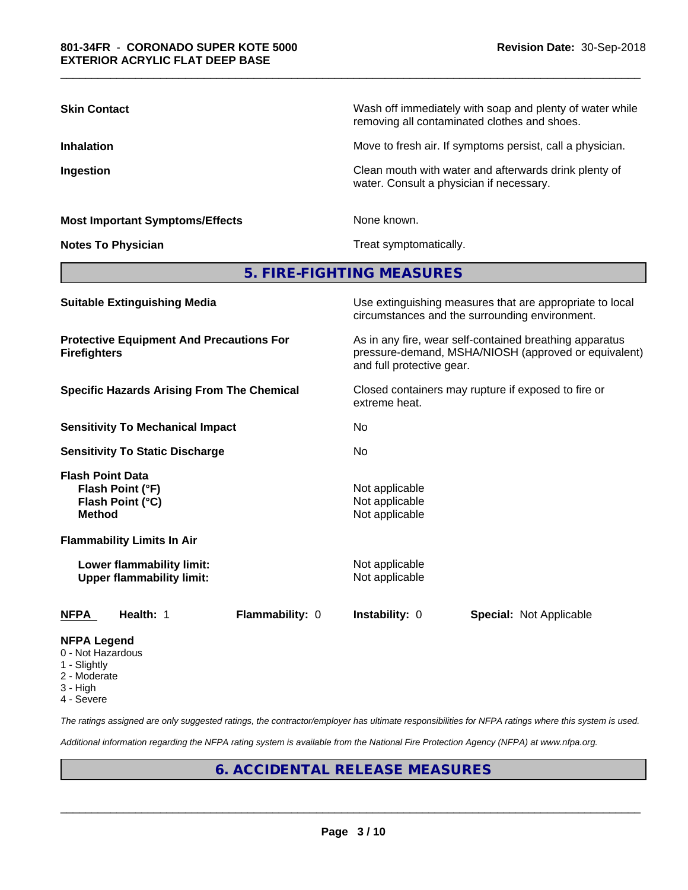| | |
|---|---|
| **Skin Contact** | Wash off immediately with soap and plenty of water while removing all contaminated clothes and shoes. |
| **Inhalation** | Move to fresh air. If symptoms persist, call a physician. |
| **Ingestion** | Clean mouth with water and afterwards drink plenty of water. Consult a physician if necessary. |
| **Most Important Symptoms/Effects** | None known. |
| **Notes To Physician** | Treat symptomatically. |

## 5. FIRE-FIGHTING MEASURES

| | |
|---|---|
| **Suitable Extinguishing Media** | Use extinguishing measures that are appropriate to local circumstances and the surrounding environment. |
| **Protective Equipment And Precautions For Firefighters** | As in any fire, wear self-contained breathing apparatus pressure-demand, MSHA/NIOSH (approved or equivalent) and full protective gear. |
| **Specific Hazards Arising From The Chemical** | Closed containers may rupture if exposed to fire or extreme heat. |
| **Sensitivity To Mechanical Impact** | No |
| **Sensitivity To Static Discharge** | No |

**Flash Point Data**

| | |
|---|---|
| **Flash Point (°F)** | Not applicable |
| **Flash Point (°C)** | Not applicable |
| **Method** | Not applicable |

**Flammability Limits In Air**

| | |
|---|---|
| **Lower flammability limit:** | Not applicable |
| **Upper flammability limit:** | Not applicable |

| **NFPA** | **Health:** 1 | **Flammability:** 0 | **Instability:** 0 | **Special:** Not Applicable |
|---|---|---|---|---|

**NFPA Legend**
- 0 - Not Hazardous
- 1 - Slightly
- 2 - Moderate
- 3 - High
- 4 - Severe

*The ratings assigned are only suggested ratings, the contractor/employer has ultimate responsibilities for NFPA ratings where this system is used.*

*Additional information regarding the NFPA rating system is available from the National Fire Protection Agency (NFPA) at www.nfpa.org.*

## 6. ACCIDENTAL RELEASE MEASURES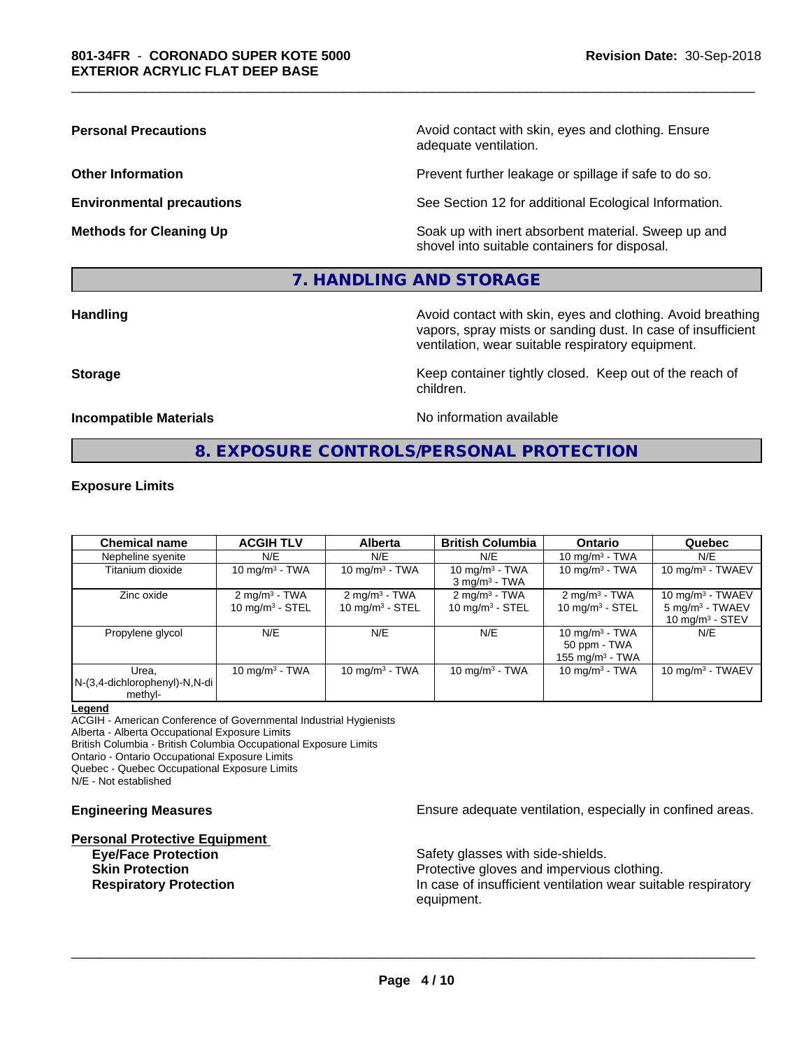**Personal Precautions** Avoid contact with skin, eyes and clothing. Ensure adequate ventilation.

**Other Information** Prevent further leakage or spillage if safe to do so.

**Environmental precautions** See Section 12 for additional Ecological Information.

**Methods for Cleaning Up** Soak up with inert absorbent material. Sweep up and shovel into suitable containers for disposal.

## 7. HANDLING AND STORAGE

**Handling** Avoid contact with skin, eyes and clothing. Avoid breathing vapors, spray mists or sanding dust. In case of insufficient ventilation, wear suitable respiratory equipment.

**Storage** Keep container tightly closed. Keep out of the reach of children.

**Incompatible Materials** No information available

## 8. EXPOSURE CONTROLS/PERSONAL PROTECTION

### Exposure Limits

| Chemical name | ACGIH TLV | Alberta | British Columbia | Ontario | Quebec |
|---|---|---|---|---|---|
| Nepheline syenite | N/E | N/E | N/E | 10 mg/m³ - TWA | N/E |
| Titanium dioxide | 10 mg/m³ - TWA | 10 mg/m³ - TWA | 10 mg/m³ - TWA<br>3 mg/m³ - TWA | 10 mg/m³ - TWA | 10 mg/m³ - TWAEV |
| Zinc oxide | 2 mg/m³ - TWA<br>10 mg/m³ - STEL | 2 mg/m³ - TWA<br>10 mg/m³ - STEL | 2 mg/m³ - TWA<br>10 mg/m³ - STEL | 2 mg/m³ - TWA<br>10 mg/m³ - STEL | 10 mg/m³ - TWAEV<br>5 mg/m³ - TWAEV<br>10 mg/m³ - STEV |
| Propylene glycol | N/E | N/E | N/E | 10 mg/m³ - TWA<br>50 ppm - TWA<br>155 mg/m³ - TWA | N/E |
| Urea, N-(3,4-dichlorophenyl)-N,N-dimethyl- | 10 mg/m³ - TWA | 10 mg/m³ - TWA | 10 mg/m³ - TWA | 10 mg/m³ - TWA | 10 mg/m³ - TWAEV |

**Legend**
ACGIH - American Conference of Governmental Industrial Hygienists
Alberta - Alberta Occupational Exposure Limits
British Columbia - British Columbia Occupational Exposure Limits
Ontario - Ontario Occupational Exposure Limits
Quebec - Quebec Occupational Exposure Limits
N/E - Not established

**Engineering Measures** Ensure adequate ventilation, especially in confined areas.

**Personal Protective Equipment**

**Eye/Face Protection** Safety glasses with side-shields.

**Skin Protection** Protective gloves and impervious clothing.

**Respiratory Protection** In case of insufficient ventilation wear suitable respiratory equipment.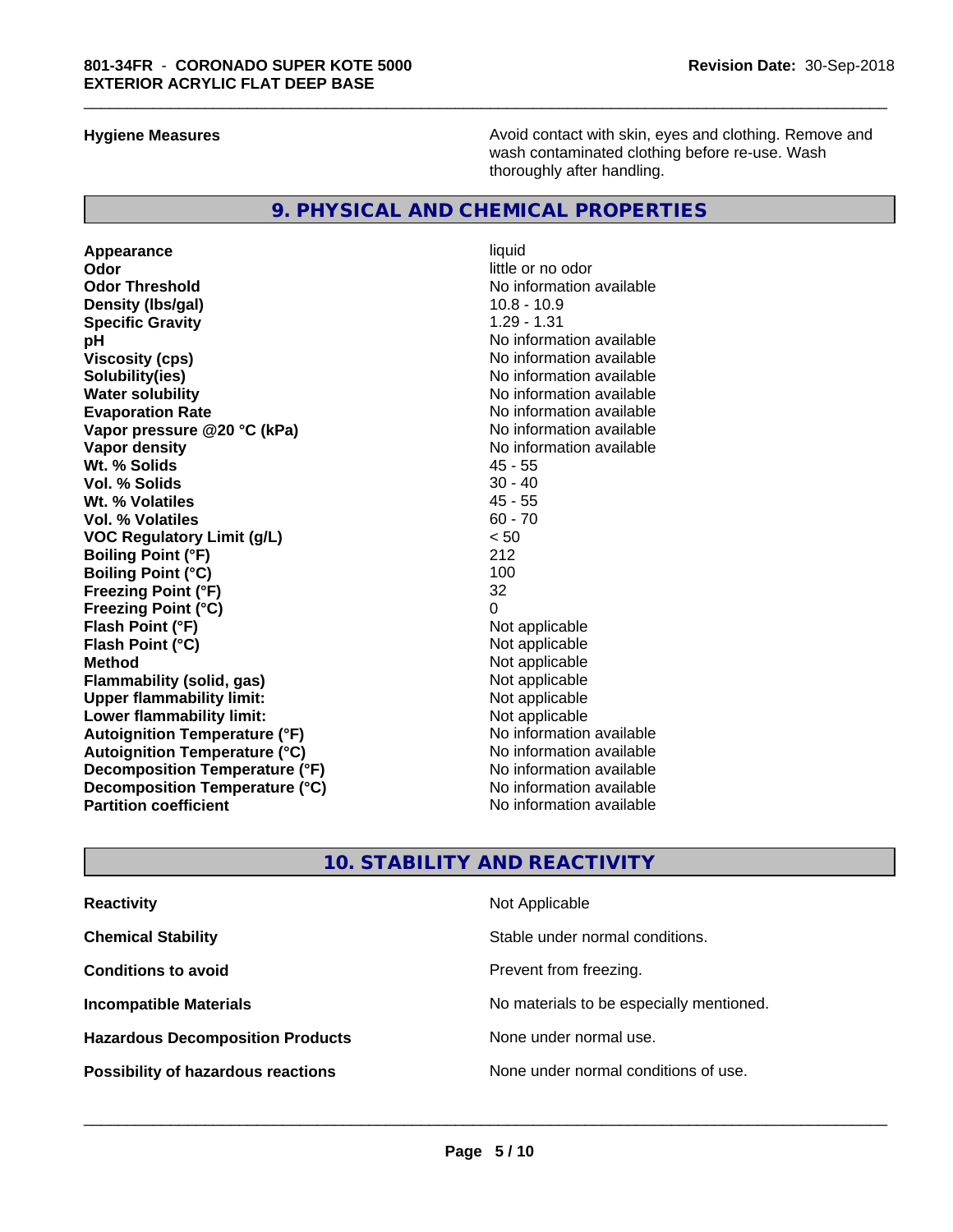| | |
|---|---|
| **Hygiene Measures** | Avoid contact with skin, eyes and clothing. Remove and wash contaminated clothing before re-use. Wash thoroughly after handling. |

## 9. PHYSICAL AND CHEMICAL PROPERTIES

| | |
|---|---|
| **Appearance** | liquid |
| **Odor** | little or no odor |
| **Odor Threshold** | No information available |
| **Density (lbs/gal)** | 10.8 - 10.9 |
| **Specific Gravity** | 1.29 - 1.31 |
| **pH** | No information available |
| **Viscosity (cps)** | No information available |
| **Solubility(ies)** | No information available |
| **Water solubility** | No information available |
| **Evaporation Rate** | No information available |
| **Vapor pressure @20 °C (kPa)** | No information available |
| **Vapor density** | No information available |
| **Wt. % Solids** | 45 - 55 |
| **Vol. % Solids** | 30 - 40 |
| **Wt. % Volatiles** | 45 - 55 |
| **Vol. % Volatiles** | 60 - 70 |
| **VOC Regulatory Limit (g/L)** | < 50 |
| **Boiling Point (°F)** | 212 |
| **Boiling Point (°C)** | 100 |
| **Freezing Point (°F)** | 32 |
| **Freezing Point (°C)** | 0 |
| **Flash Point (°F)** | Not applicable |
| **Flash Point (°C)** | Not applicable |
| **Method** | Not applicable |
| **Flammability (solid, gas)** | Not applicable |
| **Upper flammability limit:** | Not applicable |
| **Lower flammability limit:** | Not applicable |
| **Autoignition Temperature (°F)** | No information available |
| **Autoignition Temperature (°C)** | No information available |
| **Decomposition Temperature (°F)** | No information available |
| **Decomposition Temperature (°C)** | No information available |
| **Partition coefficient** | No information available |

## 10. STABILITY AND REACTIVITY

| | |
|---|---|
| **Reactivity** | Not Applicable |
| **Chemical Stability** | Stable under normal conditions. |
| **Conditions to avoid** | Prevent from freezing. |
| **Incompatible Materials** | No materials to be especially mentioned. |
| **Hazardous Decomposition Products** | None under normal use. |
| **Possibility of hazardous reactions** | None under normal conditions of use. |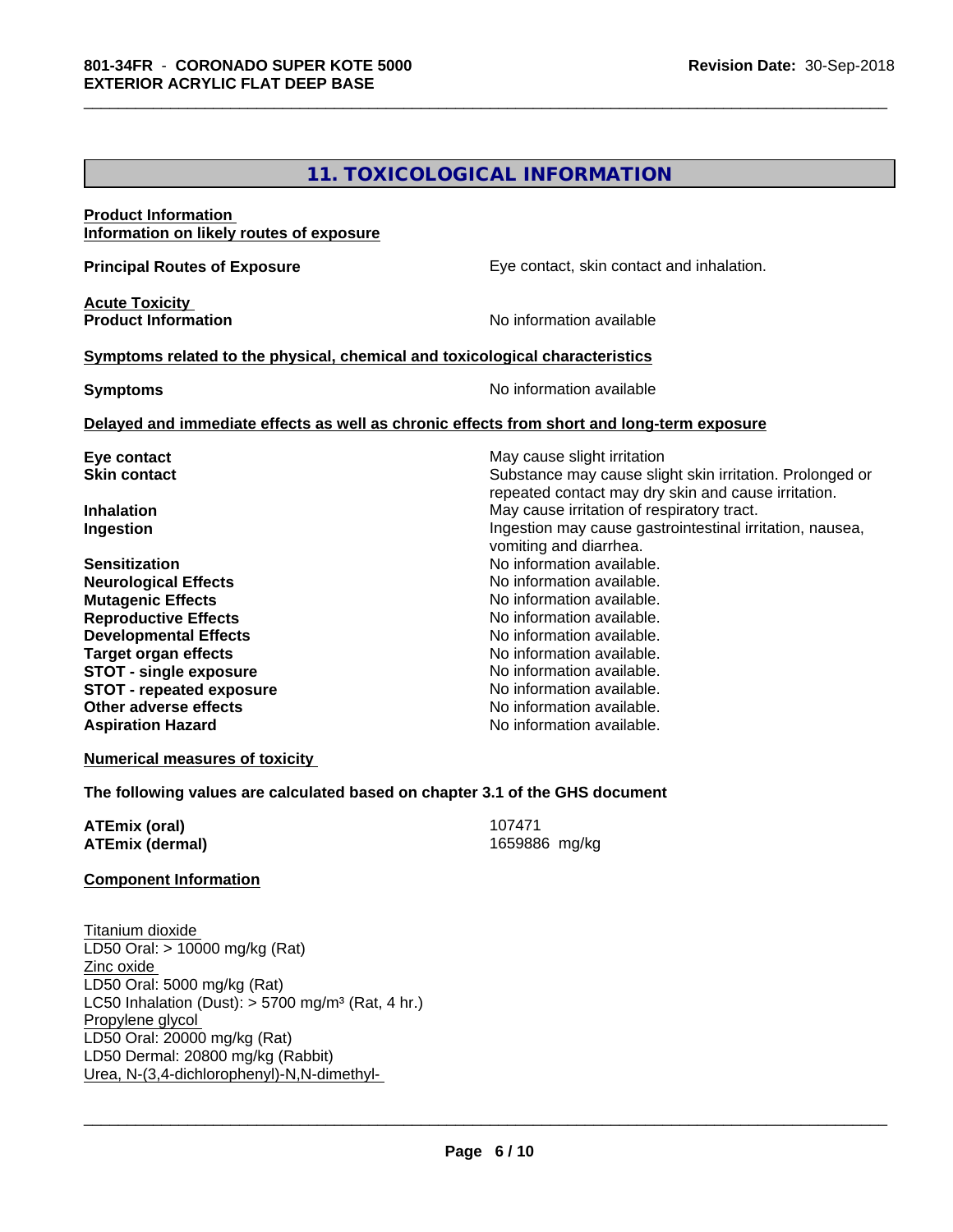## 11. TOXICOLOGICAL INFORMATION

**Product Information**
**Information on likely routes of exposure**

| | |
|---|---|
| **Principal Routes of Exposure** | Eye contact, skin contact and inhalation. |

**Acute Toxicity**

| | |
|---|---|
| **Product Information** | No information available |

**Symptoms related to the physical, chemical and toxicological characteristics**

| | |
|---|---|
| **Symptoms** | No information available |

**Delayed and immediate effects as well as chronic effects from short and long-term exposure**

| | |
|---|---|
| **Eye contact** | May cause slight irritation |
| **Skin contact** | Substance may cause slight skin irritation. Prolonged or repeated contact may dry skin and cause irritation. |
| **Inhalation** | May cause irritation of respiratory tract. |
| **Ingestion** | Ingestion may cause gastrointestinal irritation, nausea, vomiting and diarrhea. |
| **Sensitization** | No information available. |
| **Neurological Effects** | No information available. |
| **Mutagenic Effects** | No information available. |
| **Reproductive Effects** | No information available. |
| **Developmental Effects** | No information available. |
| **Target organ effects** | No information available. |
| **STOT - single exposure** | No information available. |
| **STOT - repeated exposure** | No information available. |
| **Other adverse effects** | No information available. |
| **Aspiration Hazard** | No information available. |

**Numerical measures of toxicity**

**The following values are calculated based on chapter 3.1 of the GHS document**

| | |
|---|---|
| **ATEmix (oral)** | 107471 |
| **ATEmix (dermal)** | 1659886 mg/kg |

**Component Information**

Titanium dioxide
LD50 Oral: > 10000 mg/kg (Rat)
Zinc oxide
LD50 Oral: 5000 mg/kg (Rat)
LC50 Inhalation (Dust): > 5700 mg/m³ (Rat, 4 hr.)
Propylene glycol
LD50 Oral: 20000 mg/kg (Rat)
LD50 Dermal: 20800 mg/kg (Rabbit)
Urea, N-(3,4-dichlorophenyl)-N,N-dimethyl-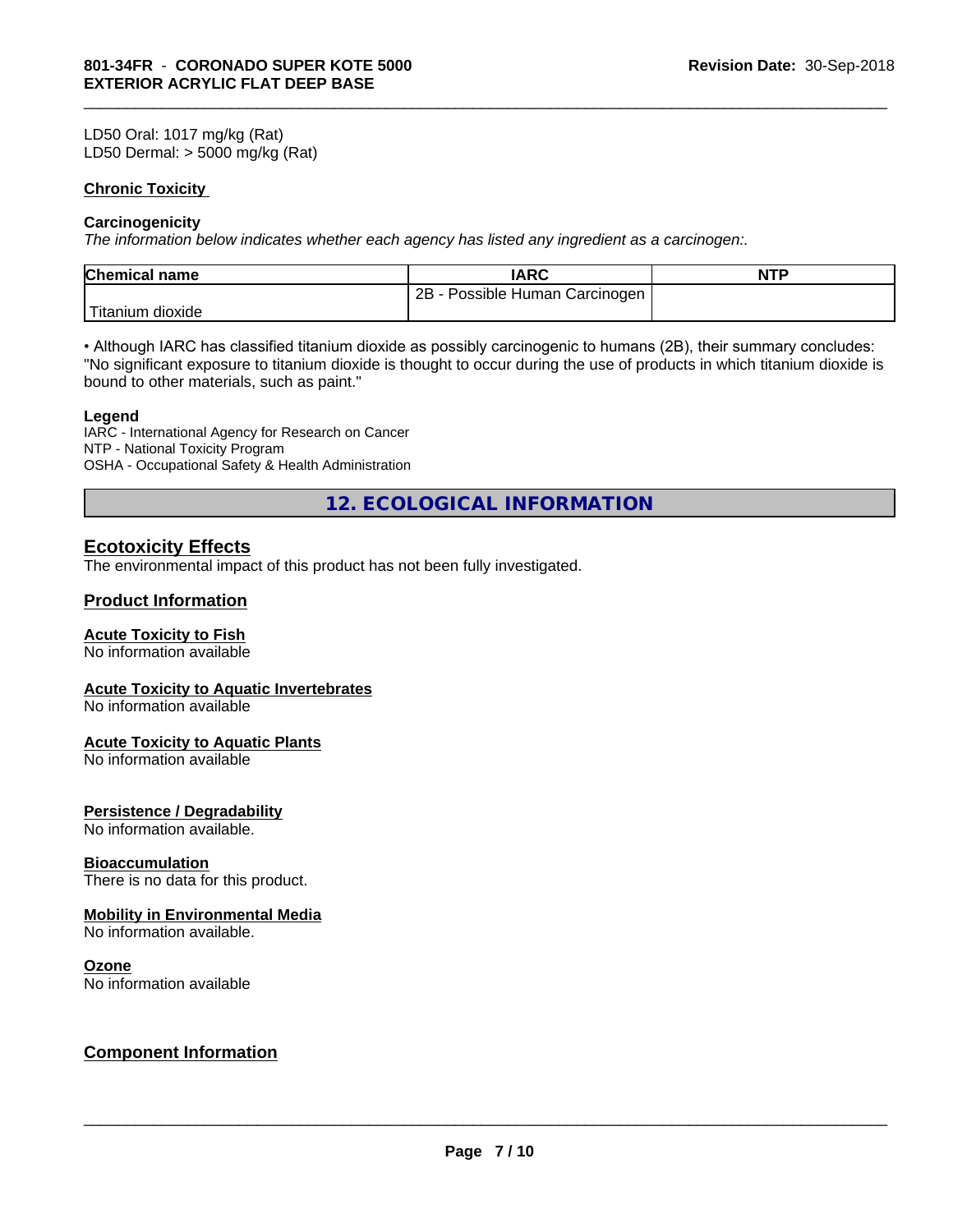LD50 Oral: 1017 mg/kg (Rat)
LD50 Dermal: > 5000 mg/kg (Rat)

**Chronic Toxicity**

**Carcinogenicity**

*The information below indicates whether each agency has listed any ingredient as a carcinogen:.*

| Chemical name | IARC | NTP |
|---|---|---|
| Titanium dioxide | 2B - Possible Human Carcinogen | |

• Although IARC has classified titanium dioxide as possibly carcinogenic to humans (2B), their summary concludes: "No significant exposure to titanium dioxide is thought to occur during the use of products in which titanium dioxide is bound to other materials, such as paint."

**Legend**

IARC - International Agency for Research on Cancer
NTP - National Toxicity Program
OSHA - Occupational Safety & Health Administration

## 12. ECOLOGICAL INFORMATION

### Ecotoxicity Effects

The environmental impact of this product has not been fully investigated.

### Product Information

**Acute Toxicity to Fish**
No information available

**Acute Toxicity to Aquatic Invertebrates**
No information available

**Acute Toxicity to Aquatic Plants**
No information available

**Persistence / Degradability**
No information available.

**Bioaccumulation**
There is no data for this product.

**Mobility in Environmental Media**
No information available.

**Ozone**
No information available

### Component Information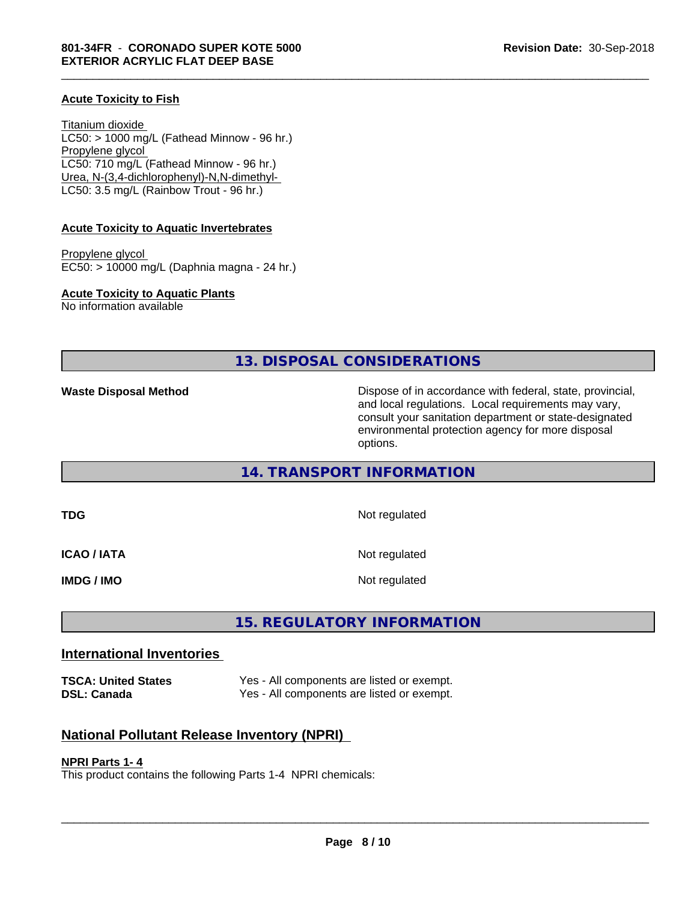**Acute Toxicity to Fish**

Titanium dioxide
LC50: > 1000 mg/L (Fathead Minnow - 96 hr.)
Propylene glycol
LC50: 710 mg/L (Fathead Minnow - 96 hr.)
Urea, N-(3,4-dichlorophenyl)-N,N-dimethyl-
LC50: 3.5 mg/L (Rainbow Trout - 96 hr.)

**Acute Toxicity to Aquatic Invertebrates**

Propylene glycol
EC50: > 10000 mg/L (Daphnia magna - 24 hr.)

**Acute Toxicity to Aquatic Plants**
No information available

## 13. DISPOSAL CONSIDERATIONS

**Waste Disposal Method** — Dispose of in accordance with federal, state, provincial, and local regulations. Local requirements may vary, consult your sanitation department or state-designated environmental protection agency for more disposal options.

## 14. TRANSPORT INFORMATION

| | |
|---|---|
| **TDG** | Not regulated |
| **ICAO / IATA** | Not regulated |
| **IMDG / IMO** | Not regulated |

## 15. REGULATORY INFORMATION

### International Inventories

| | |
|---|---|
| **TSCA: United States** | Yes - All components are listed or exempt. |
| **DSL: Canada** | Yes - All components are listed or exempt. |

### National Pollutant Release Inventory (NPRI)

**NPRI Parts 1- 4**
This product contains the following Parts 1-4 NPRI chemicals: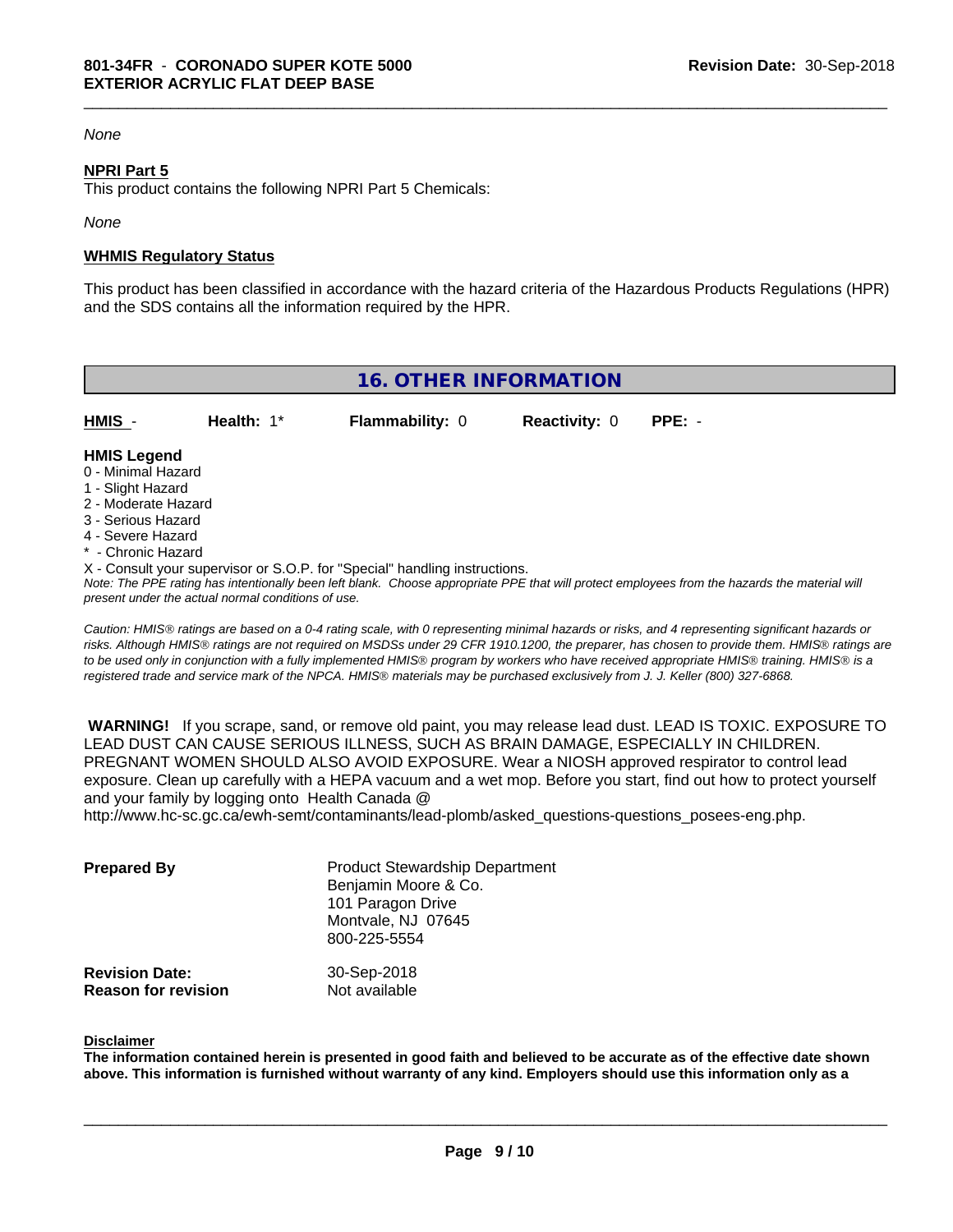*None*

**NPRI Part 5**

This product contains the following NPRI Part 5 Chemicals:

*None*

**WHMIS Regulatory Status**

This product has been classified in accordance with the hazard criteria of the Hazardous Products Regulations (HPR) and the SDS contains all the information required by the HPR.

## 16. OTHER INFORMATION

| **HMIS** - | **Health:** 1* | **Flammability:** 0 | **Reactivity:** 0 | **PPE:** - |
|---|---|---|---|---|

**HMIS Legend**

0 - Minimal Hazard
1 - Slight Hazard
2 - Moderate Hazard
3 - Serious Hazard
4 - Severe Hazard
* - Chronic Hazard
X - Consult your supervisor or S.O.P. for "Special" handling instructions.

*Note: The PPE rating has intentionally been left blank. Choose appropriate PPE that will protect employees from the hazards the material will present under the actual normal conditions of use.*

*Caution: HMIS® ratings are based on a 0-4 rating scale, with 0 representing minimal hazards or risks, and 4 representing significant hazards or risks. Although HMIS® ratings are not required on MSDSs under 29 CFR 1910.1200, the preparer, has chosen to provide them. HMIS® ratings are to be used only in conjunction with a fully implemented HMIS® program by workers who have received appropriate HMIS® training. HMIS® is a registered trade and service mark of the NPCA. HMIS® materials may be purchased exclusively from J. J. Keller (800) 327-6868.*

**WARNING!** If you scrape, sand, or remove old paint, you may release lead dust. LEAD IS TOXIC. EXPOSURE TO LEAD DUST CAN CAUSE SERIOUS ILLNESS, SUCH AS BRAIN DAMAGE, ESPECIALLY IN CHILDREN. PREGNANT WOMEN SHOULD ALSO AVOID EXPOSURE. Wear a NIOSH approved respirator to control lead exposure. Clean up carefully with a HEPA vacuum and a wet mop. Before you start, find out how to protect yourself and your family by logging onto Health Canada @ http://www.hc-sc.gc.ca/ewh-semt/contaminants/lead-plomb/asked_questions-questions_posees-eng.php.

| | |
|---|---|
| **Prepared By** | Product Stewardship Department<br>Benjamin Moore & Co.<br>101 Paragon Drive<br>Montvale, NJ 07645<br>800-225-5554 |
| **Revision Date:** | 30-Sep-2018 |
| **Reason for revision** | Not available |

**Disclaimer**

**The information contained herein is presented in good faith and believed to be accurate as of the effective date shown above. This information is furnished without warranty of any kind. Employers should use this information only as a**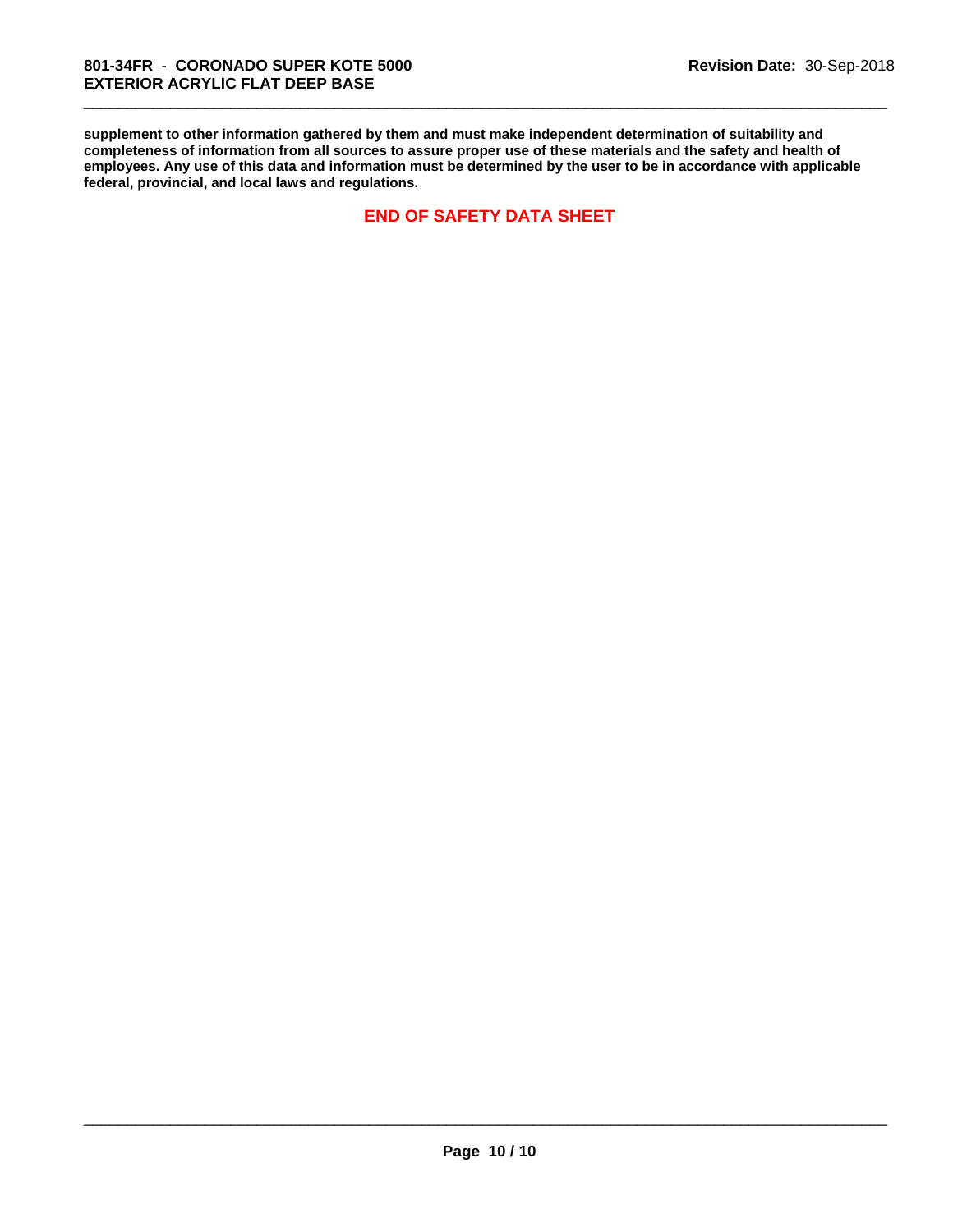**supplement to other information gathered by them and must make independent determination of suitability and completeness of information from all sources to assure proper use of these materials and the safety and health of employees. Any use of this data and information must be determined by the user to be in accordance with applicable federal, provincial, and local laws and regulations.**

**END OF SAFETY DATA SHEET**